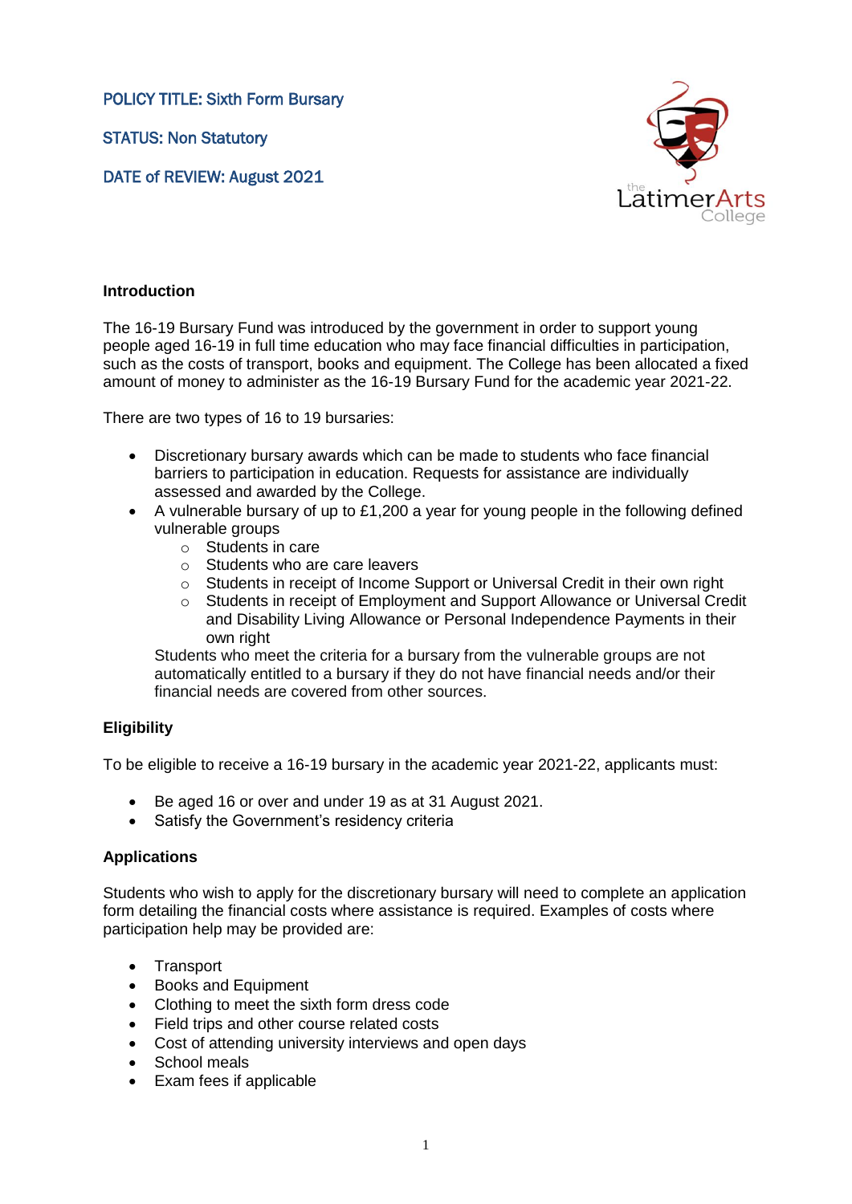POLICY TITLE: Sixth Form Bursary

STATUS: Non Statutory

DATE of REVIEW: August 2021

## Introduction

The 16-19 Bursary Fund was introduced by the government in order to support young people aged 16-19 in full time education who may face financial difficulties in participation, such as the costs of transport, books and equipment. The College has been allocated a fixed amount of money to administer as the 16-19 Bursary Fund for the academic year 2021-22.

There are two types of 16 to 19 bursaries:

- Discretionary bursary awards which can be made to students who face financial barriers to participation in education. Requests for assistance are individually assessed and awarded by the College.
- A vulnerable bursary of up to £1,200 a year for young people in the following defined vulnerable groups
    - Students in care
    - Students who are care leavers
    - Students in receipt of Income Support or Universal Credit in their own right
    - Students in receipt of Employment and Support Allowance or Universal Credit and Disability Living Allowance or Personal Independence Payments in their own right

  Students who meet the criteria for a bursary from the vulnerable groups are not automatically entitled to a bursary if they do not have financial needs and/or their financial needs are covered from other sources.

## Eligibility

To be eligible to receive a 16-19 bursary in the academic year 2021-22, applicants must:

- Be aged 16 or over and under 19 as at 31 August 2021.
- Satisfy the Government's residency criteria

## Applications

Students who wish to apply for the discretionary bursary will need to complete an application form detailing the financial costs where assistance is required. Examples of costs where participation help may be provided are:

- Transport
- Books and Equipment
- Clothing to meet the sixth form dress code
- Field trips and other course related costs
- Cost of attending university interviews and open days
- School meals
- Exam fees if applicable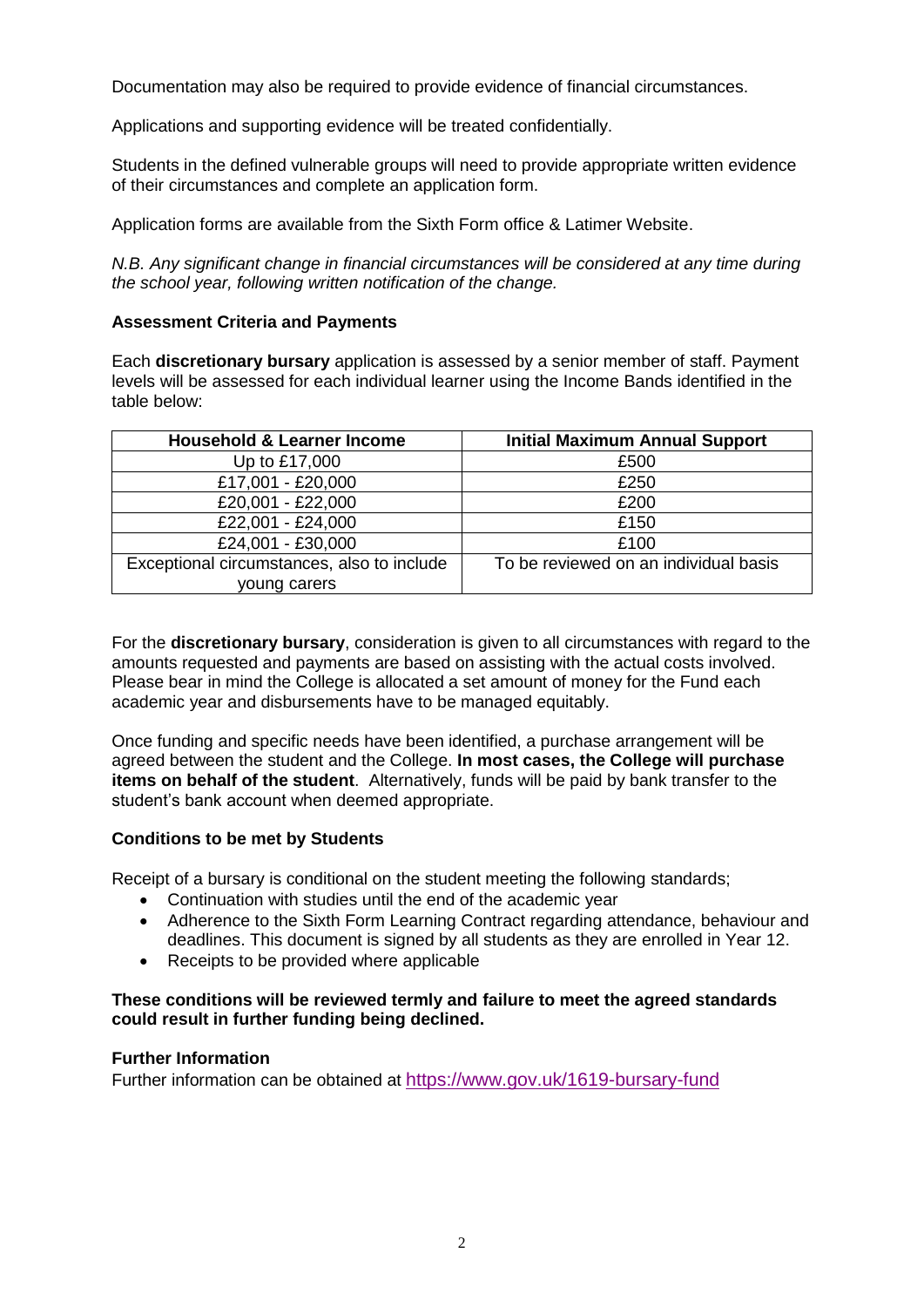Documentation may also be required to provide evidence of financial circumstances.

Applications and supporting evidence will be treated confidentially.

Students in the defined vulnerable groups will need to provide appropriate written evidence of their circumstances and complete an application form.

Application forms are available from the Sixth Form office & Latimer Website.

*N.B. Any significant change in financial circumstances will be considered at any time during the school year, following written notification of the change.*

### Assessment Criteria and Payments

Each **discretionary bursary** application is assessed by a senior member of staff. Payment levels will be assessed for each individual learner using the Income Bands identified in the table below:

| Household & Learner Income | Initial Maximum Annual Support |
|---|---|
| Up to £17,000 | £500 |
| £17,001 - £20,000 | £250 |
| £20,001 - £22,000 | £200 |
| £22,001 - £24,000 | £150 |
| £24,001 - £30,000 | £100 |
| Exceptional circumstances, also to include young carers | To be reviewed on an individual basis |

For the **discretionary bursary**, consideration is given to all circumstances with regard to the amounts requested and payments are based on assisting with the actual costs involved. Please bear in mind the College is allocated a set amount of money for the Fund each academic year and disbursements have to be managed equitably.

Once funding and specific needs have been identified, a purchase arrangement will be agreed between the student and the College. **In most cases, the College will purchase items on behalf of the student**. Alternatively, funds will be paid by bank transfer to the student's bank account when deemed appropriate.

### Conditions to be met by Students

Receipt of a bursary is conditional on the student meeting the following standards;

- Continuation with studies until the end of the academic year
- Adherence to the Sixth Form Learning Contract regarding attendance, behaviour and deadlines. This document is signed by all students as they are enrolled in Year 12.
- Receipts to be provided where applicable

**These conditions will be reviewed termly and failure to meet the agreed standards could result in further funding being declined.**

### Further Information

Further information can be obtained at https://www.gov.uk/1619-bursary-fund